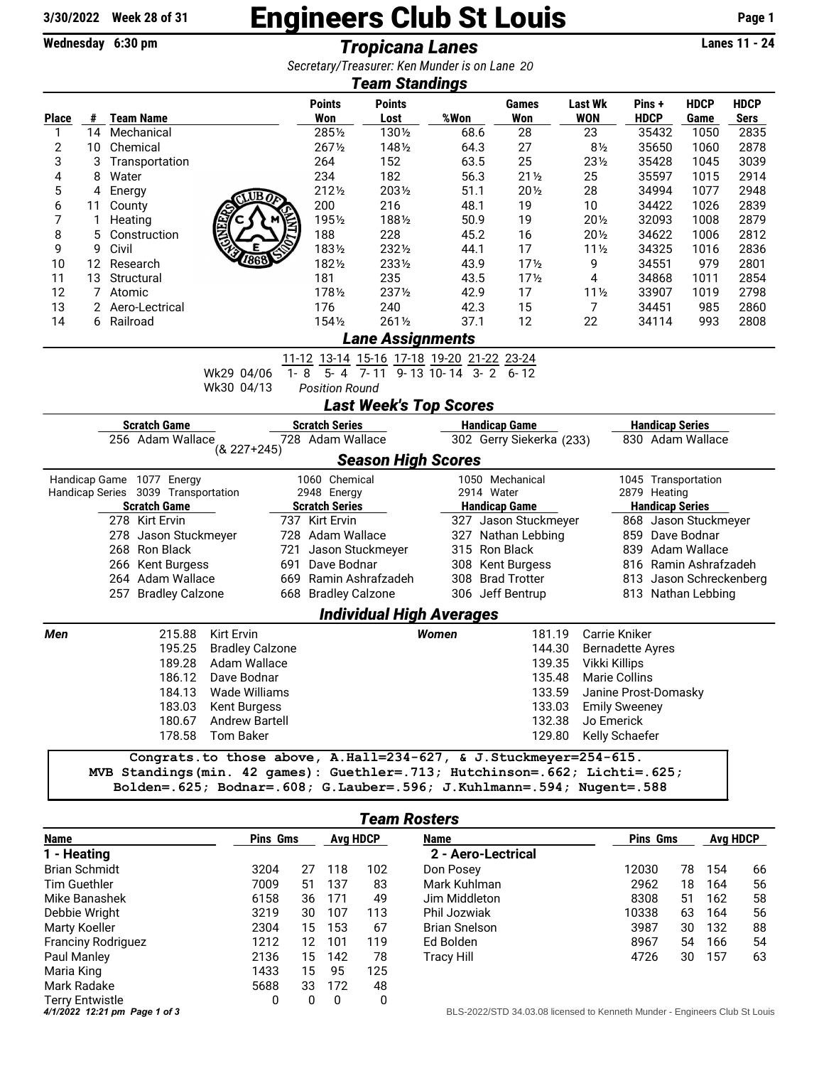3/30/2022 Week 28 of 31

# Engineers Club St Louis

Wednesday 6:30 pm

## Tropicana Lanes

Lanes 11 - 24

*Secretary/Treasurer: Ken Munder is on Lane 20*

## Team Standings

| Place | # | Team Name | Points Won | Points Lost | %Won | Games Won | Last Wk WON | Pins + HDCP | HDCP Game | HDCP Sers |
|---|---|---|---|---|---|---|---|---|---|---|
| 1 | 14 | Mechanical | 285½ | 130½ | 68.6 | 28 | 23 | 35432 | 1050 | 2835 |
| 2 | 10 | Chemical | 267½ | 148½ | 64.3 | 27 | 8½ | 35650 | 1060 | 2878 |
| 3 | 3 | Transportation | 264 | 152 | 63.5 | 25 | 23½ | 35428 | 1045 | 3039 |
| 4 | 8 | Water | 234 | 182 | 56.3 | 21½ | 25 | 35597 | 1015 | 2914 |
| 5 | 4 | Energy | 212½ | 203½ | 51.1 | 20½ | 28 | 34994 | 1077 | 2948 |
| 6 | 11 | County | 200 | 216 | 48.1 | 19 | 10 | 34422 | 1026 | 2839 |
| 7 | 1 | Heating | 195½ | 188½ | 50.9 | 19 | 20½ | 32093 | 1008 | 2879 |
| 8 | 5 | Construction | 188 | 228 | 45.2 | 16 | 20½ | 34622 | 1006 | 2812 |
| 9 | 9 | Civil | 183½ | 232½ | 44.1 | 17 | 11½ | 34325 | 1016 | 2836 |
| 10 | 12 | Research | 182½ | 233½ | 43.9 | 17½ | 9 | 34551 | 979 | 2801 |
| 11 | 13 | Structural | 181 | 235 | 43.5 | 17½ | 4 | 34868 | 1011 | 2854 |
| 12 | 7 | Atomic | 178½ | 237½ | 42.9 | 17 | 11½ | 33907 | 1019 | 2798 |
| 13 | 2 | Aero-Lectrical | 176 | 240 | 42.3 | 15 | 7 | 34451 | 985 | 2860 |
| 14 | 6 | Railroad | 154½ | 261½ | 37.1 | 12 | 22 | 34114 | 993 | 2808 |

## Lane Assignments

| | 11-12 | 13-14 | 15-16 | 17-18 | 19-20 | 21-22 | 23-24 |
|---|---|---|---|---|---|---|---|
| Wk29 04/06 | 1- 8 | 5- 4 | 7- 11 | 9- 13 | 10- 14 | 3- 2 | 6- 12 |
| Wk30 04/13 | *Position Round* | | | | | | |

## Last Week's Top Scores

| Scratch Game | Scratch Series | Handicap Game | Handicap Series |
|---|---|---|---|
| 256 Adam Wallace | 728 Adam Wallace (& 227+245) | 302 Gerry Siekerka (233) | 830 Adam Wallace |

## Season High Scores

| | | | | |
|---|---|---|---|---|
| Handicap Game | 1077 Energy | 1060 Chemical | 1050 Mechanical | 1045 Transportation |
| Handicap Series | 3039 Transportation | 2948 Energy | 2914 Water | 2879 Heating |

| Scratch Game | Scratch Series | Handicap Game | Handicap Series |
|---|---|---|---|
| 278 Kirt Ervin | 737 Kirt Ervin | 327 Jason Stuckmeyer | 868 Jason Stuckmeyer |
| 278 Jason Stuckmeyer | 728 Adam Wallace | 327 Nathan Lebbing | 859 Dave Bodnar |
| 268 Ron Black | 721 Jason Stuckmeyer | 315 Ron Black | 839 Adam Wallace |
| 266 Kent Burgess | 691 Dave Bodnar | 308 Kent Burgess | 816 Ramin Ashrafzadeh |
| 264 Adam Wallace | 669 Ramin Ashrafzadeh | 308 Brad Trotter | 813 Jason Schreckenberg |
| 257 Bradley Calzone | 668 Bradley Calzone | 306 Jeff Bentrup | 813 Nathan Lebbing |

## Individual High Averages

| Men | | Women | |
|---|---|---|---|
| 215.88 | Kirt Ervin | 181.19 | Carrie Kniker |
| 195.25 | Bradley Calzone | 144.30 | Bernadette Ayres |
| 189.28 | Adam Wallace | 139.35 | Vikki Killips |
| 186.12 | Dave Bodnar | 135.48 | Marie Collins |
| 184.13 | Wade Williams | 133.59 | Janine Prost-Domasky |
| 183.03 | Kent Burgess | 133.03 | Emily Sweeney |
| 180.67 | Andrew Bartell | 132.38 | Jo Emerick |
| 178.58 | Tom Baker | 129.80 | Kelly Schaefer |

```
Congrats.to those above, A.Hall=234-627, & J.Stuckmeyer=254-615.
MVB Standings(min. 42 games): Guethler=.713; Hutchinson=.662; Lichti=.625;
Bolden=.625; Bodnar=.608; G.Lauber=.596; J.Kuhlmann=.594; Nugent=.588
```

## Team Rosters

| Name | Pins | Gms | Avg | HDCP |
|---|---|---|---|---|
| **1 - Heating** | | | | |
| Brian Schmidt | 3204 | 27 | 118 | 102 |
| Tim Guethler | 7009 | 51 | 137 | 83 |
| Mike Banashek | 6158 | 36 | 171 | 49 |
| Debbie Wright | 3219 | 30 | 107 | 113 |
| Marty Koeller | 2304 | 15 | 153 | 67 |
| Franciny Rodriguez | 1212 | 12 | 101 | 119 |
| Paul Manley | 2136 | 15 | 142 | 78 |
| Maria King | 1433 | 15 | 95 | 125 |
| Mark Radake | 5688 | 33 | 172 | 48 |
| Terry Entwistle | 0 | 0 | 0 | 0 |

| Name | Pins | Gms | Avg | HDCP |
|---|---|---|---|---|
| **2 - Aero-Lectrical** | | | | |
| Don Posey | 12030 | 78 | 154 | 66 |
| Mark Kuhlman | 2962 | 18 | 164 | 56 |
| Jim Middleton | 8308 | 51 | 162 | 58 |
| Phil Jozwiak | 10338 | 63 | 164 | 56 |
| Brian Snelson | 3987 | 30 | 132 | 88 |
| Ed Bolden | 8967 | 54 | 166 | 54 |
| Tracy Hill | 4726 | 30 | 157 | 63 |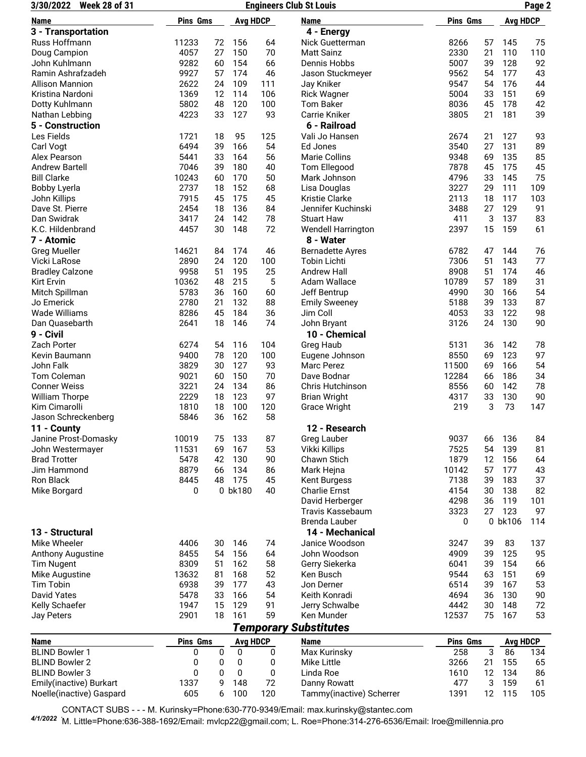| Name | Pins | Gms | Avg | HDCP | Name | Pins | Gms | Avg | HDCP |
|---|---|---|---|---|---|---|---|---|---|
| **3 - Transportation** | | | | | **4 - Energy** | | | | |
| Russ Hoffmann | 11233 | 72 | 156 | 64 | Nick Guetterman | 8266 | 57 | 145 | 75 |
| Doug Campion | 4057 | 27 | 150 | 70 | Matt Sainz | 2330 | 21 | 110 | 110 |
| John Kuhlmann | 9282 | 60 | 154 | 66 | Dennis Hobbs | 5007 | 39 | 128 | 92 |
| Ramin Ashrafzadeh | 9927 | 57 | 174 | 46 | Jason Stuckmeyer | 9562 | 54 | 177 | 43 |
| Allison Mannion | 2622 | 24 | 109 | 111 | Jay Kniker | 9547 | 54 | 176 | 44 |
| Kristina Nardoni | 1369 | 12 | 114 | 106 | Rick Wagner | 5004 | 33 | 151 | 69 |
| Dotty Kuhlmann | 5802 | 48 | 120 | 100 | Tom Baker | 8036 | 45 | 178 | 42 |
| Nathan Lebbing | 4223 | 33 | 127 | 93 | Carrie Kniker | 3805 | 21 | 181 | 39 |
| **5 - Construction** | | | | | **6 - Railroad** | | | | |
| Les Fields | 1721 | 18 | 95 | 125 | Vali Jo Hansen | 2674 | 21 | 127 | 93 |
| Carl Vogt | 6494 | 39 | 166 | 54 | Ed Jones | 3540 | 27 | 131 | 89 |
| Alex Pearson | 5441 | 33 | 164 | 56 | Marie Collins | 9348 | 69 | 135 | 85 |
| Andrew Bartell | 7046 | 39 | 180 | 40 | Tom Ellegood | 7878 | 45 | 175 | 45 |
| Bill Clarke | 10243 | 60 | 170 | 50 | Mark Johnson | 4796 | 33 | 145 | 75 |
| Bobby Lyerla | 2737 | 18 | 152 | 68 | Lisa Douglas | 3227 | 29 | 111 | 109 |
| John Killips | 7915 | 45 | 175 | 45 | Kristie Clarke | 2113 | 18 | 117 | 103 |
| Dave St. Pierre | 2454 | 18 | 136 | 84 | Jennifer Kuchinski | 3488 | 27 | 129 | 91 |
| Dan Swidrak | 3417 | 24 | 142 | 78 | Stuart Haw | 411 | 3 | 137 | 83 |
| K.C. Hildenbrand | 4457 | 30 | 148 | 72 | Wendell Harrington | 2397 | 15 | 159 | 61 |
| **7 - Atomic** | | | | | **8 - Water** | | | | |
| Greg Mueller | 14621 | 84 | 174 | 46 | Bernadette Ayres | 6782 | 47 | 144 | 76 |
| Vicki LaRose | 2890 | 24 | 120 | 100 | Tobin Lichti | 7306 | 51 | 143 | 77 |
| Bradley Calzone | 9958 | 51 | 195 | 25 | Andrew Hall | 8908 | 51 | 174 | 46 |
| Kirt Ervin | 10362 | 48 | 215 | 5 | Adam Wallace | 10789 | 57 | 189 | 31 |
| Mitch Spillman | 5783 | 36 | 160 | 60 | Jeff Bentrup | 4990 | 30 | 166 | 54 |
| Jo Emerick | 2780 | 21 | 132 | 88 | Emily Sweeney | 5188 | 39 | 133 | 87 |
| Wade Williams | 8286 | 45 | 184 | 36 | Jim Coll | 4053 | 33 | 122 | 98 |
| Dan Quasebarth | 2641 | 18 | 146 | 74 | John Bryant | 3126 | 24 | 130 | 90 |
| **9 - Civil** | | | | | **10 - Chemical** | | | | |
| Zach Porter | 6274 | 54 | 116 | 104 | Greg Haub | 5131 | 36 | 142 | 78 |
| Kevin Baumann | 9400 | 78 | 120 | 100 | Eugene Johnson | 8550 | 69 | 123 | 97 |
| John Falk | 3829 | 30 | 127 | 93 | Marc Perez | 11500 | 69 | 166 | 54 |
| Tom Coleman | 9021 | 60 | 150 | 70 | Dave Bodnar | 12284 | 66 | 186 | 34 |
| Conner Weiss | 3221 | 24 | 134 | 86 | Chris Hutchinson | 8556 | 60 | 142 | 78 |
| William Thorpe | 2229 | 18 | 123 | 97 | Brian Wright | 4317 | 33 | 130 | 90 |
| Kim Cimarolli | 1810 | 18 | 100 | 120 | Grace Wright | 219 | 3 | 73 | 147 |
| Jason Schreckenberg | 5846 | 36 | 162 | 58 | | | | | |
| **11 - County** | | | | | **12 - Research** | | | | |
| Janine Prost-Domasky | 10019 | 75 | 133 | 87 | Greg Lauber | 9037 | 66 | 136 | 84 |
| John Westermayer | 11531 | 69 | 167 | 53 | Vikki Killips | 7525 | 54 | 139 | 81 |
| Brad Trotter | 5478 | 42 | 130 | 90 | Chawn Stich | 1879 | 12 | 156 | 64 |
| Jim Hammond | 8879 | 66 | 134 | 86 | Mark Hejna | 10142 | 57 | 177 | 43 |
| Ron Black | 8445 | 48 | 175 | 45 | Kent Burgess | 7138 | 39 | 183 | 37 |
| Mike Borgard | 0 | 0 | bk180 | 40 | Charlie Ernst | 4154 | 30 | 138 | 82 |
| | | | | | David Herberger | 4298 | 36 | 119 | 101 |
| | | | | | Travis Kassebaum | 3323 | 27 | 123 | 97 |
| | | | | | Brenda Lauber | 0 | 0 | bk106 | 114 |
| **13 - Structural** | | | | | **14 - Mechanical** | | | | |
| Mike Wheeler | 4406 | 30 | 146 | 74 | Janice Woodson | 3247 | 39 | 83 | 137 |
| Anthony Augustine | 8455 | 54 | 156 | 64 | John Woodson | 4909 | 39 | 125 | 95 |
| Tim Nugent | 8309 | 51 | 162 | 58 | Gerry Siekerka | 6041 | 39 | 154 | 66 |
| Mike Augustine | 13632 | 81 | 168 | 52 | Ken Busch | 9544 | 63 | 151 | 69 |
| Tim Tobin | 6938 | 39 | 177 | 43 | Jon Derner | 6514 | 39 | 167 | 53 |
| David Yates | 5478 | 33 | 166 | 54 | Keith Konradi | 4694 | 36 | 130 | 90 |
| Kelly Schaefer | 1947 | 15 | 129 | 91 | Jerry Schwalbe | 4442 | 30 | 148 | 72 |
| Jay Peters | 2901 | 18 | 161 | 59 | Ken Munder | 12537 | 75 | 167 | 53 |

## *Temporary Substitutes*

| Name | Pins | Gms | Avg | HDCP | Name | Pins | Gms | Avg | HDCP |
|---|---|---|---|---|---|---|---|---|---|
| BLIND Bowler 1 | 0 | 0 | 0 | 0 | Max Kurinsky | 258 | 3 | 86 | 134 |
| BLIND Bowler 2 | 0 | 0 | 0 | 0 | Mike Little | 3266 | 21 | 155 | 65 |
| BLIND Bowler 3 | 0 | 0 | 0 | 0 | Linda Roe | 1610 | 12 | 134 | 86 |
| Emily(inactive) Burkart | 1337 | 9 | 148 | 72 | Danny Rowatt | 477 | 3 | 159 | 61 |
| Noelle(inactive) Gaspard | 605 | 6 | 100 | 120 | Tammy(inactive) Scherrer | 1391 | 12 | 115 | 105 |

CONTACT SUBS - - - M. Kurinsky=Phone:630-770-9349/Email: max.kurinsky@stantec.com
M. Little=Phone:636-388-1692/Email: mvlcp22@gmail.com; L. Roe=Phone:314-276-6536/Email: lroe@millennia.pro